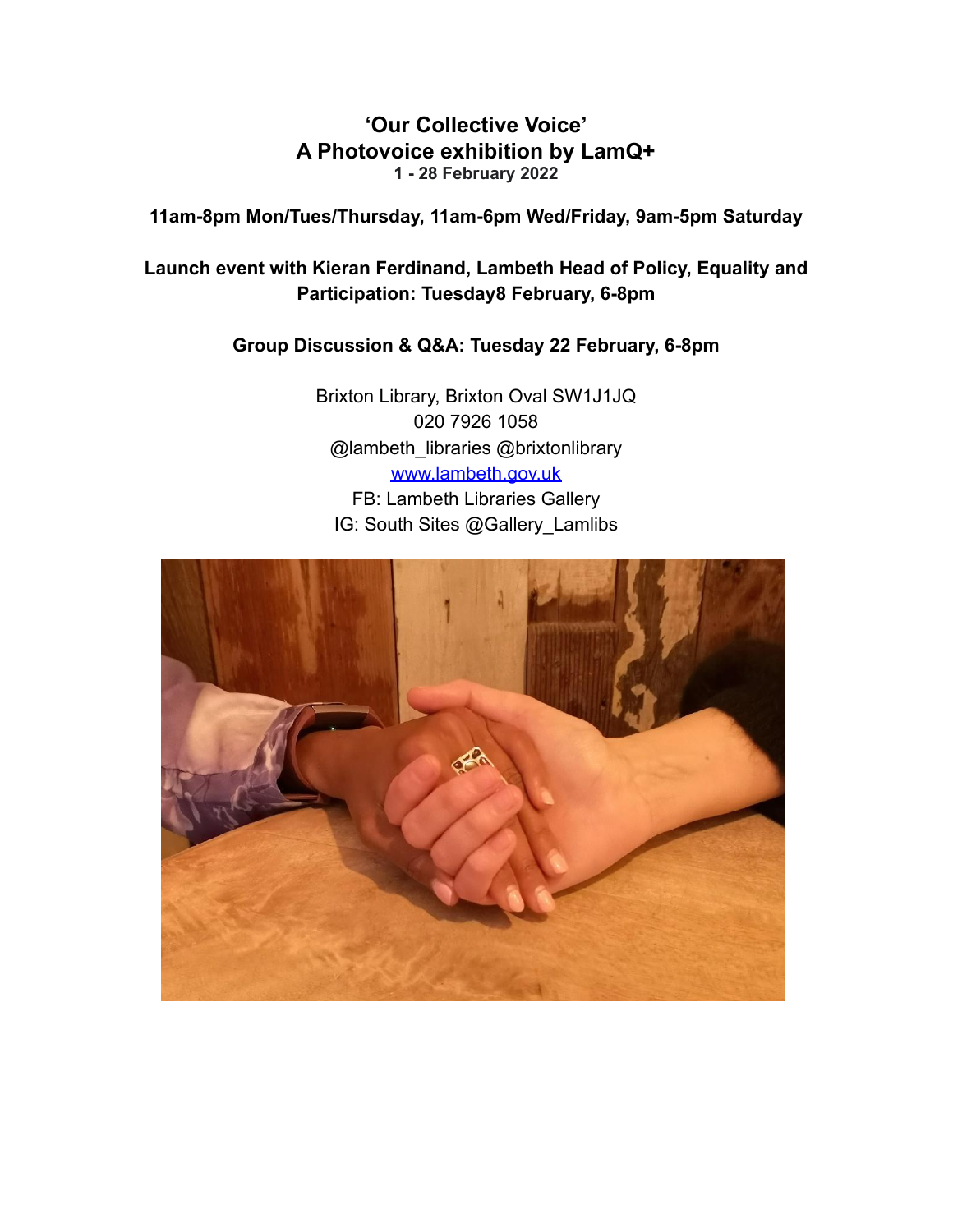# 'Our Collective Voice'
# A Photovoice exhibition by LamQ+

**1 - 28 February 2022**

**11am-8pm Mon/Tues/Thursday, 11am-6pm Wed/Friday, 9am-5pm Saturday**

**Launch event with Kieran Ferdinand, Lambeth Head of Policy, Equality and Participation: Tuesday8 February, 6-8pm**

**Group Discussion & Q&A: Tuesday 22 February, 6-8pm**

Brixton Library, Brixton Oval SW1J1JQ
020 7926 1058
@lambeth_libraries @brixtonlibrary
[www.lambeth.gov.uk](http://www.lambeth.gov.uk)
FB: Lambeth Libraries Gallery
IG: South Sites @Gallery_Lamlibs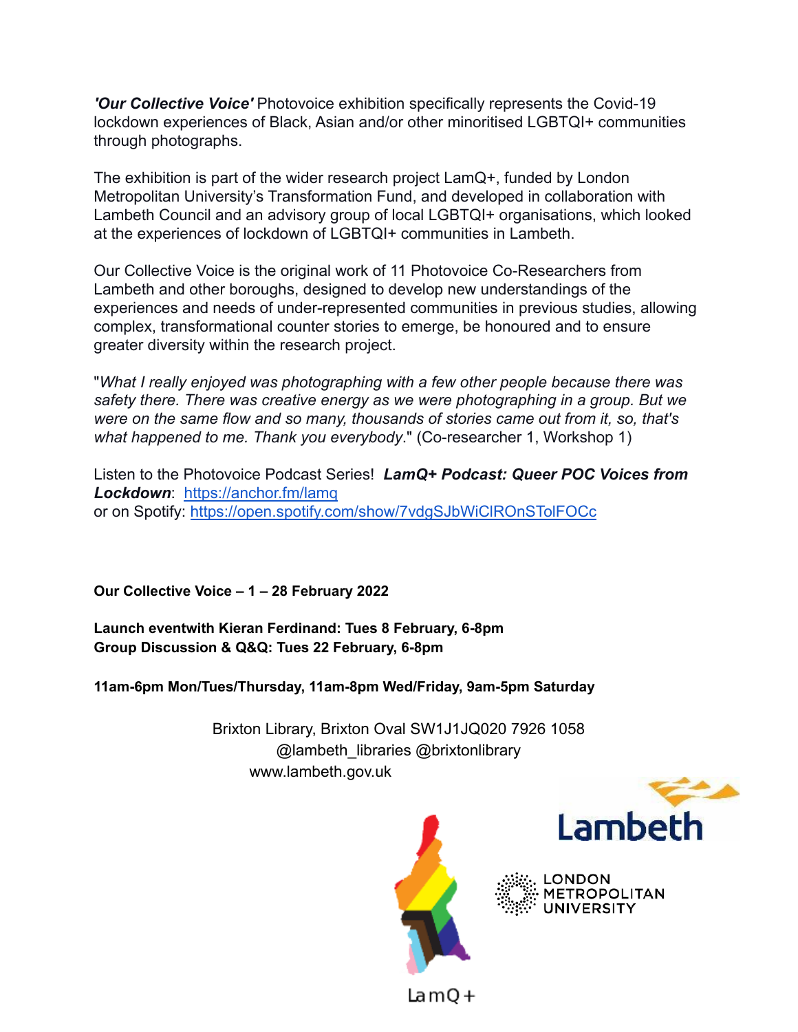***'Our Collective Voice'*** Photovoice exhibition specifically represents the Covid-19 lockdown experiences of Black, Asian and/or other minoritised LGBTQI+ communities through photographs.

The exhibition is part of the wider research project LamQ+, funded by London Metropolitan University's Transformation Fund, and developed in collaboration with Lambeth Council and an advisory group of local LGBTQI+ organisations, which looked at the experiences of lockdown of LGBTQI+ communities in Lambeth.

Our Collective Voice is the original work of 11 Photovoice Co-Researchers from Lambeth and other boroughs, designed to develop new understandings of the experiences and needs of under-represented communities in previous studies, allowing complex, transformational counter stories to emerge, be honoured and to ensure greater diversity within the research project.

"*What I really enjoyed was photographing with a few other people because there was safety there. There was creative energy as we were photographing in a group. But we were on the same flow and so many, thousands of stories came out from it, so, that's what happened to me. Thank you everybody*." (Co-researcher 1, Workshop 1)

Listen to the Photovoice Podcast Series! ***LamQ+ Podcast: Queer POC Voices from Lockdown***: https://anchor.fm/lamq
or on Spotify: https://open.spotify.com/show/7vdgSJbWiClROnSTolFOCc

**Our Collective Voice – 1 – 28 February 2022**

**Launch eventwith Kieran Ferdinand: Tues 8 February, 6-8pm**
**Group Discussion & Q&Q: Tues 22 February, 6-8pm**

**11am-6pm Mon/Tues/Thursday, 11am-8pm Wed/Friday, 9am-5pm Saturday**

Brixton Library, Brixton Oval SW1J1JQ020 7926 1058
@lambeth_libraries @brixtonlibrary
www.lambeth.gov.uk

Lambeth

LONDON METROPOLITAN UNIVERSITY

LamQ+